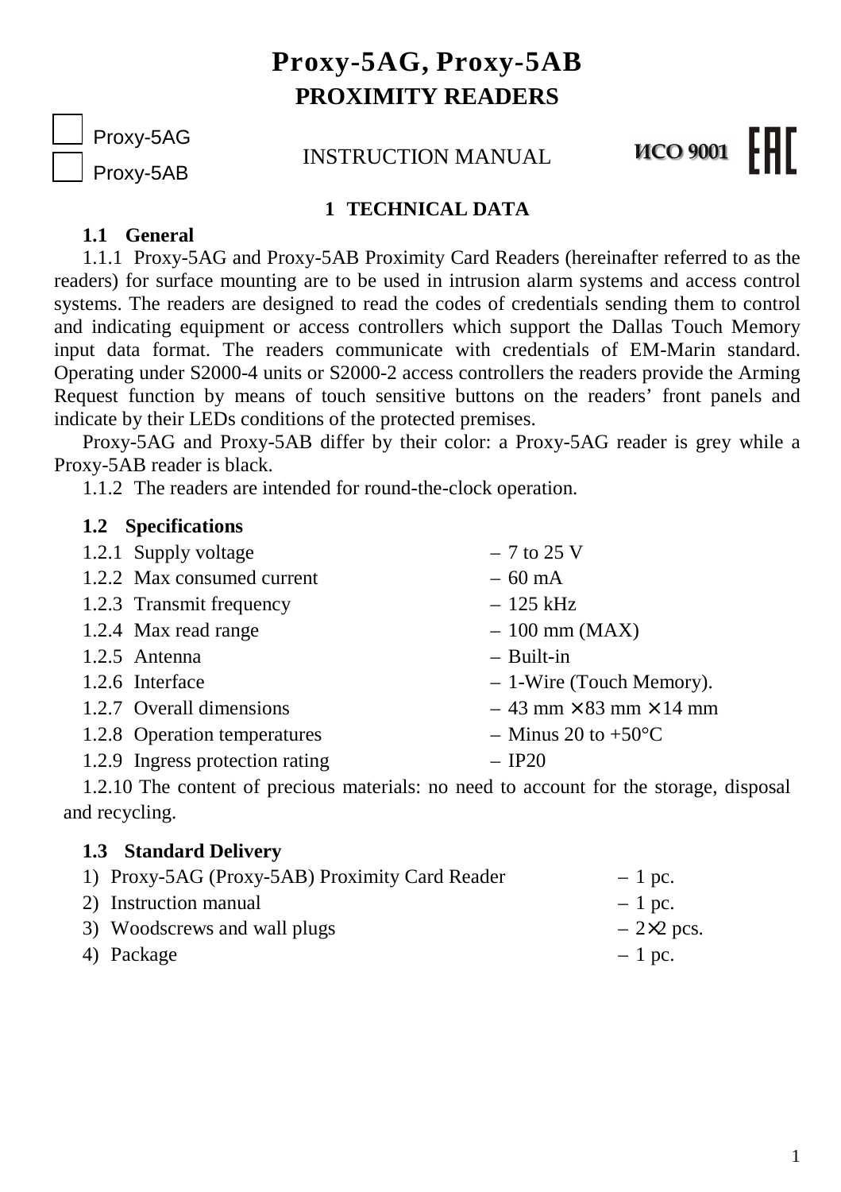# Proxy-5AG, Proxy-5AB
## PROXIMITY READERS

☐ Proxy-5AG
☐ Proxy-5AB

INSTRUCTION MANUAL

ИСО 9001 EAC

## 1 TECHNICAL DATA

### 1.1 General

1.1.1 Proxy-5AG and Proxy-5AB Proximity Card Readers (hereinafter referred to as the readers) for surface mounting are to be used in intrusion alarm systems and access control systems. The readers are designed to read the codes of credentials sending them to control and indicating equipment or access controllers which support the Dallas Touch Memory input data format. The readers communicate with credentials of EM-Marin standard. Operating under S2000-4 units or S2000-2 access controllers the readers provide the Arming Request function by means of touch sensitive buttons on the readers' front panels and indicate by their LEDs conditions of the protected premises.

Proxy-5AG and Proxy-5AB differ by their color: a Proxy-5AG reader is grey while a Proxy-5AB reader is black.

1.1.2 The readers are intended for round-the-clock operation.

### 1.2 Specifications

1.2.1 Supply voltage – 7 to 25 V

1.2.2 Max consumed current – 60 mA

1.2.3 Transmit frequency – 125 kHz

1.2.4 Max read range – 100 mm (MAX)

1.2.5 Antenna – Built-in

1.2.6 Interface – 1-Wire (Touch Memory).

1.2.7 Overall dimensions – 43 mm × 83 mm × 14 mm

1.2.8 Operation temperatures – Minus 20 to +50°C

1.2.9 Ingress protection rating – IP20

1.2.10 The content of precious materials: no need to account for the storage, disposal and recycling.

### 1.3 Standard Delivery

1) Proxy-5AG (Proxy-5AB) Proximity Card Reader – 1 pc.
2) Instruction manual – 1 pc.
3) Woodscrews and wall plugs – 2×2 pcs.
4) Package – 1 pc.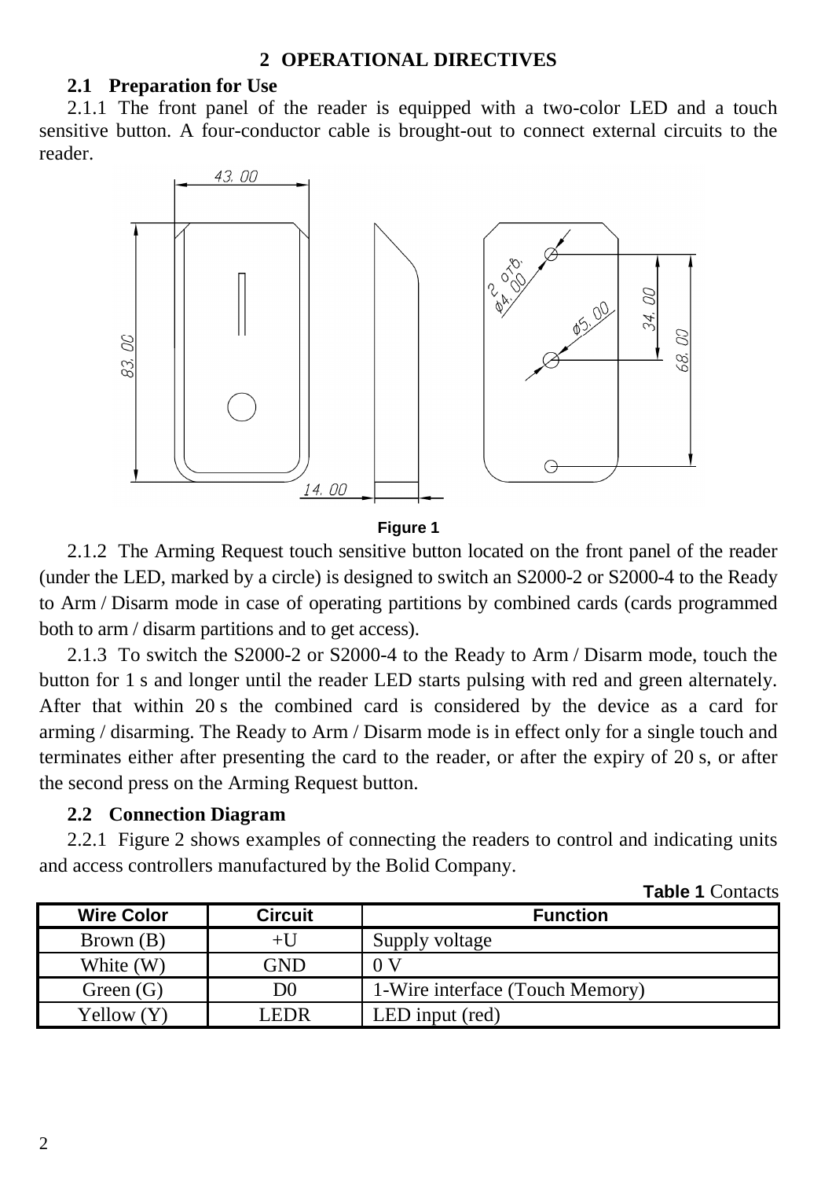## 2 OPERATIONAL DIRECTIVES

### 2.1 Preparation for Use

2.1.1 The front panel of the reader is equipped with a two-color LED and a touch sensitive button. A four-conductor cable is brought-out to connect external circuits to the reader.

Figure 1

2.1.2 The Arming Request touch sensitive button located on the front panel of the reader (under the LED, marked by a circle) is designed to switch an S2000-2 or S2000-4 to the Ready to Arm / Disarm mode in case of operating partitions by combined cards (cards programmed both to arm / disarm partitions and to get access).

2.1.3 To switch the S2000-2 or S2000-4 to the Ready to Arm / Disarm mode, touch the button for 1 s and longer until the reader LED starts pulsing with red and green alternately. After that within 20 s the combined card is considered by the device as a card for arming / disarming. The Ready to Arm / Disarm mode is in effect only for a single touch and terminates either after presenting the card to the reader, or after the expiry of 20 s, or after the second press on the Arming Request button.

### 2.2 Connection Diagram

2.2.1 Figure 2 shows examples of connecting the readers to control and indicating units and access controllers manufactured by the Bolid Company.

**Table 1** Contacts

| Wire Color | Circuit | Function |
|---|---|---|
| Brown (B) | +U | Supply voltage |
| White (W) | GND | 0 V |
| Green (G) | D0 | 1-Wire interface (Touch Memory) |
| Yellow (Y) | LEDR | LED input (red) |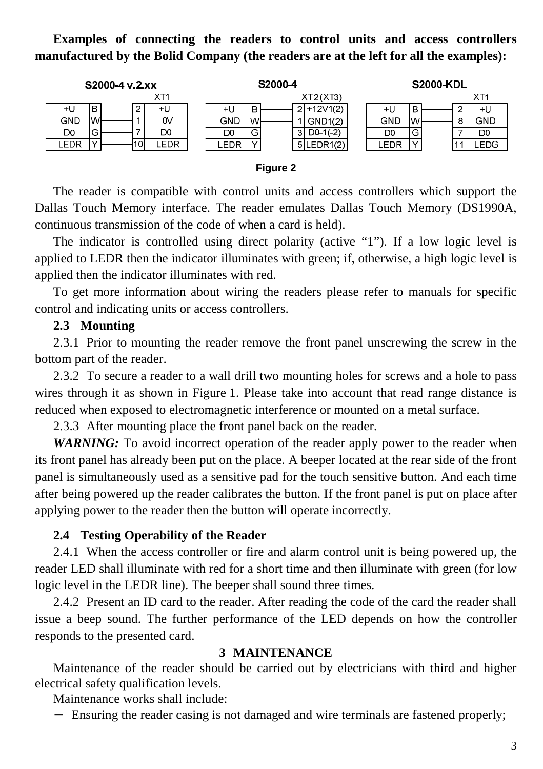**Examples of connecting the readers to control units and access controllers manufactured by the Bolid Company (the readers are at the left for all the examples):**

**S2000-4 v.2.xx**

| Reader | | | XT1 | |
|---|---|---|---|---|
| +U | B | | 2 | +U |
| GND | W | | 1 | 0V |
| D0 | G | | 7 | D0 |
| LEDR | Y | | 10 | LEDR |

**S2000-4**

| Reader | | | XT2(XT3) | |
|---|---|---|---|---|
| +U | B | | 2 | +12V1(2) |
| GND | W | | 1 | GND1(2) |
| D0 | G | | 3 | D0-1(-2) |
| LEDR | Y | | 5 | LEDR1(2) |

**S2000-KDL**

| Reader | | | XT1 | |
|---|---|---|---|---|
| +U | B | | 2 | +U |
| GND | W | | 8 | GND |
| D0 | G | | 7 | D0 |
| LEDR | Y | | 11 | LEDG |

**Figure 2**

The reader is compatible with control units and access controllers which support the Dallas Touch Memory interface. The reader emulates Dallas Touch Memory (DS1990A, continuous transmission of the code of when a card is held).

The indicator is controlled using direct polarity (active "1"). If a low logic level is applied to LEDR then the indicator illuminates with green; if, otherwise, a high logic level is applied then the indicator illuminates with red.

To get more information about wiring the readers please refer to manuals for specific control and indicating units or access controllers.

### 2.3 Mounting

2.3.1 Prior to mounting the reader remove the front panel unscrewing the screw in the bottom part of the reader.

2.3.2 To secure a reader to a wall drill two mounting holes for screws and a hole to pass wires through it as shown in Figure 1. Please take into account that read range distance is reduced when exposed to electromagnetic interference or mounted on a metal surface.

2.3.3 After mounting place the front panel back on the reader.

***WARNING:*** To avoid incorrect operation of the reader apply power to the reader when its front panel has already been put on the place. A beeper located at the rear side of the front panel is simultaneously used as a sensitive pad for the touch sensitive button. And each time after being powered up the reader calibrates the button. If the front panel is put on place after applying power to the reader then the button will operate incorrectly.

### 2.4 Testing Operability of the Reader

2.4.1 When the access controller or fire and alarm control unit is being powered up, the reader LED shall illuminate with red for a short time and then illuminate with green (for low logic level in the LEDR line). The beeper shall sound three times.

2.4.2 Present an ID card to the reader. After reading the code of the card the reader shall issue a beep sound. The further performance of the LED depends on how the controller responds to the presented card.

## 3 MAINTENANCE

Maintenance of the reader should be carried out by electricians with third and higher electrical safety qualification levels.

Maintenance works shall include:

- Ensuring the reader casing is not damaged and wire terminals are fastened properly;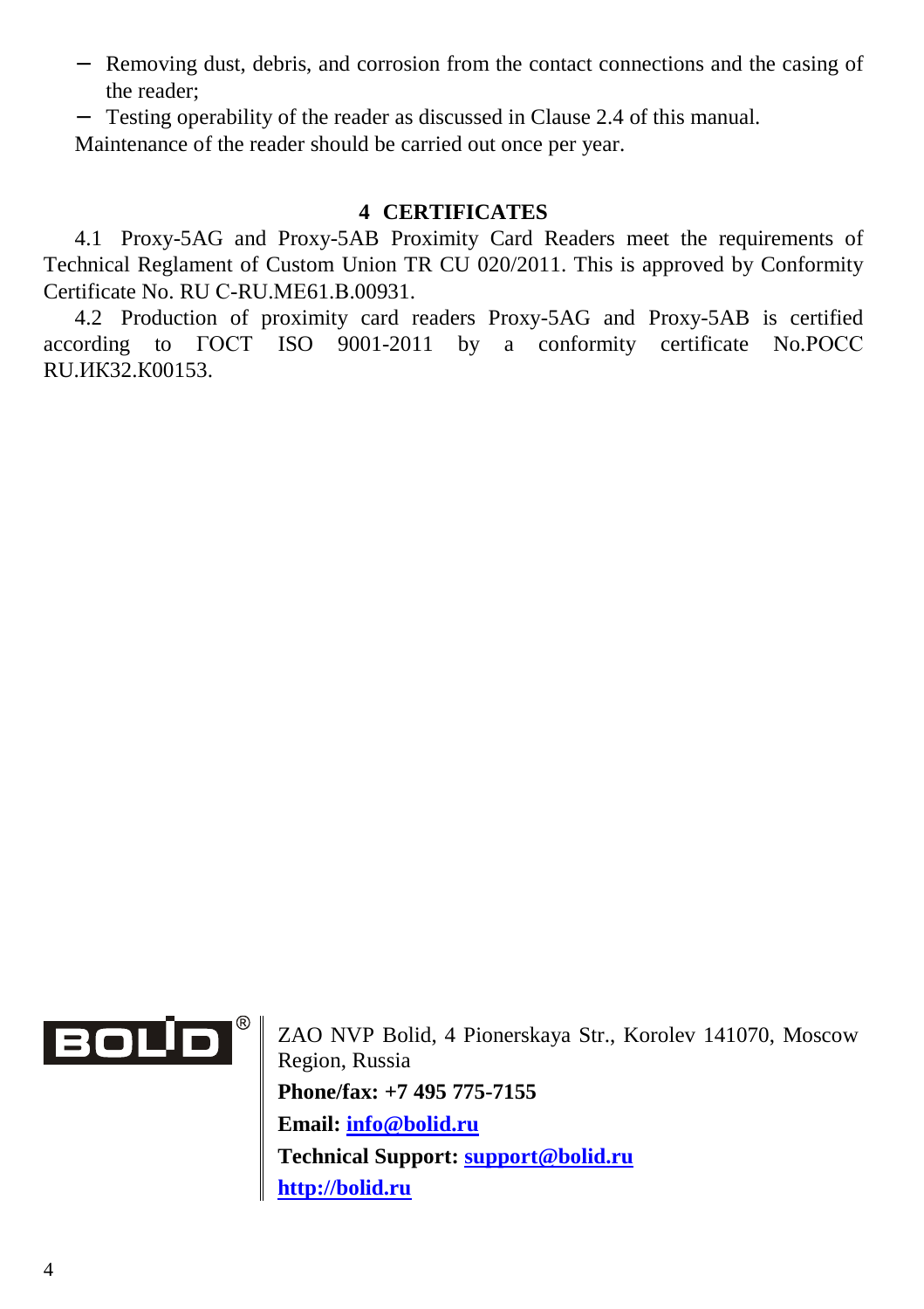– Removing dust, debris, and corrosion from the contact connections and the casing of the reader;

– Testing operability of the reader as discussed in Clause 2.4 of this manual.

Maintenance of the reader should be carried out once per year.

## 4 CERTIFICATES

4.1 Proxy-5AG and Proxy-5AB Proximity Card Readers meet the requirements of Technical Reglament of Custom Union TR CU 020/2011. This is approved by Conformity Certificate No. RU C-RU.ME61.B.00931.

4.2 Production of proximity card readers Proxy-5AG and Proxy-5AB is certified according to ГОСТ ISO 9001-2011 by a conformity certificate No.POCC RU.ИК32.K00153.

BOLID®

ZAO NVP Bolid, 4 Pionerskaya Str., Korolev 141070, Moscow Region, Russia

**Phone/fax: +7 495 775-7155**

**Email: info@bolid.ru**

**Technical Support: support@bolid.ru**

**http://bolid.ru**